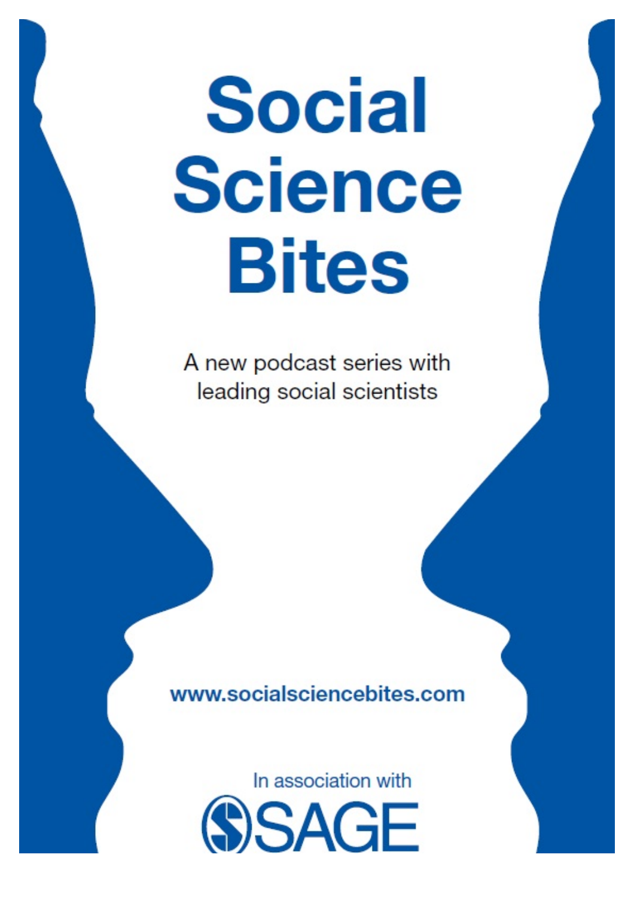# Social Science Bites

A new podcast series with leading social scientists

www.socialsciencebites.com

In association with

SAGE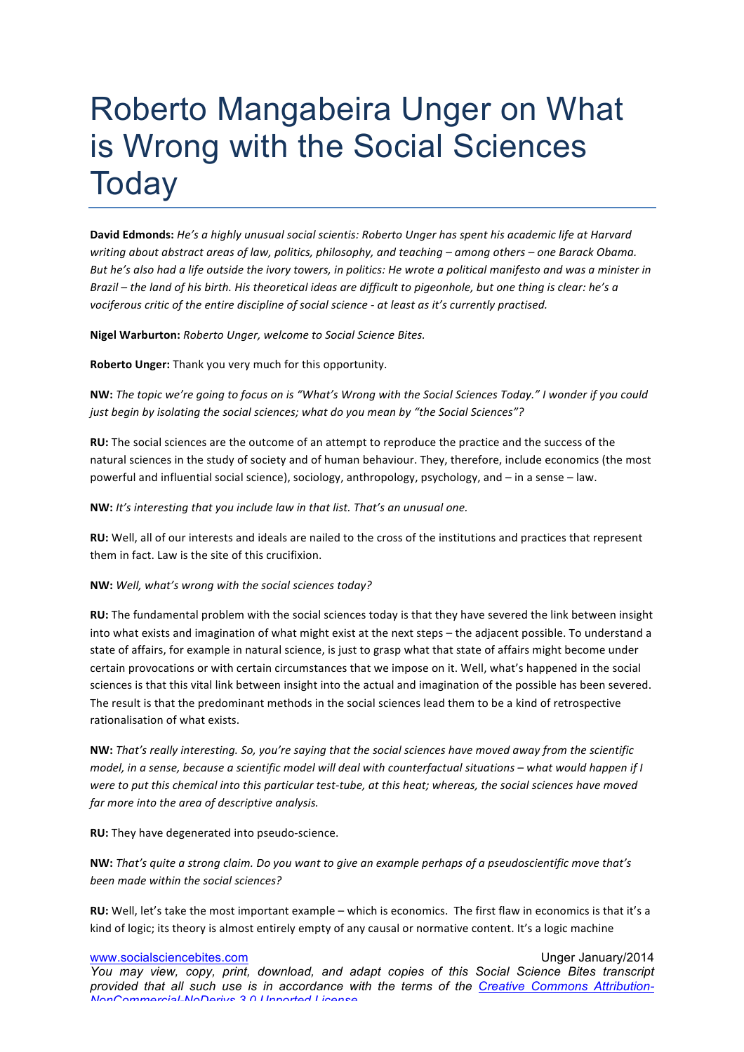# Roberto Mangabeira Unger on What is Wrong with the Social Sciences Today

**David Edmonds:** *He's a highly unusual social scientis: Roberto Unger has spent his academic life at Harvard writing about abstract areas of law, politics, philosophy, and teaching – among others – one Barack Obama. But he's also had a life outside the ivory towers, in politics: He wrote a political manifesto and was a minister in Brazil – the land of his birth. His theoretical ideas are difficult to pigeonhole, but one thing is clear: he's a vociferous critic of the entire discipline of social science - at least as it's currently practised.*

**Nigel Warburton:** *Roberto Unger, welcome to Social Science Bites.*

**Roberto Unger:** Thank you very much for this opportunity.

**NW:** *The topic we're going to focus on is "What's Wrong with the Social Sciences Today." I wonder if you could just begin by isolating the social sciences; what do you mean by "the Social Sciences"?*

**RU:** The social sciences are the outcome of an attempt to reproduce the practice and the success of the natural sciences in the study of society and of human behaviour. They, therefore, include economics (the most powerful and influential social science), sociology, anthropology, psychology, and – in a sense – law.

**NW:** *It's interesting that you include law in that list. That's an unusual one.*

**RU:** Well, all of our interests and ideals are nailed to the cross of the institutions and practices that represent them in fact. Law is the site of this crucifixion.

**NW:** *Well, what's wrong with the social sciences today?*

**RU:** The fundamental problem with the social sciences today is that they have severed the link between insight into what exists and imagination of what might exist at the next steps – the adjacent possible. To understand a state of affairs, for example in natural science, is just to grasp what that state of affairs might become under certain provocations or with certain circumstances that we impose on it. Well, what's happened in the social sciences is that this vital link between insight into the actual and imagination of the possible has been severed. The result is that the predominant methods in the social sciences lead them to be a kind of retrospective rationalisation of what exists.

**NW:** *That's really interesting. So, you're saying that the social sciences have moved away from the scientific model, in a sense, because a scientific model will deal with counterfactual situations – what would happen if I were to put this chemical into this particular test-tube, at this heat; whereas, the social sciences have moved far more into the area of descriptive analysis.*

**RU:** They have degenerated into pseudo-science.

**NW:** *That's quite a strong claim. Do you want to give an example perhaps of a pseudoscientific move that's been made within the social sciences?*

**RU:** Well, let's take the most important example – which is economics. The first flaw in economics is that it's a kind of logic; its theory is almost entirely empty of any causal or normative content. It's a logic machine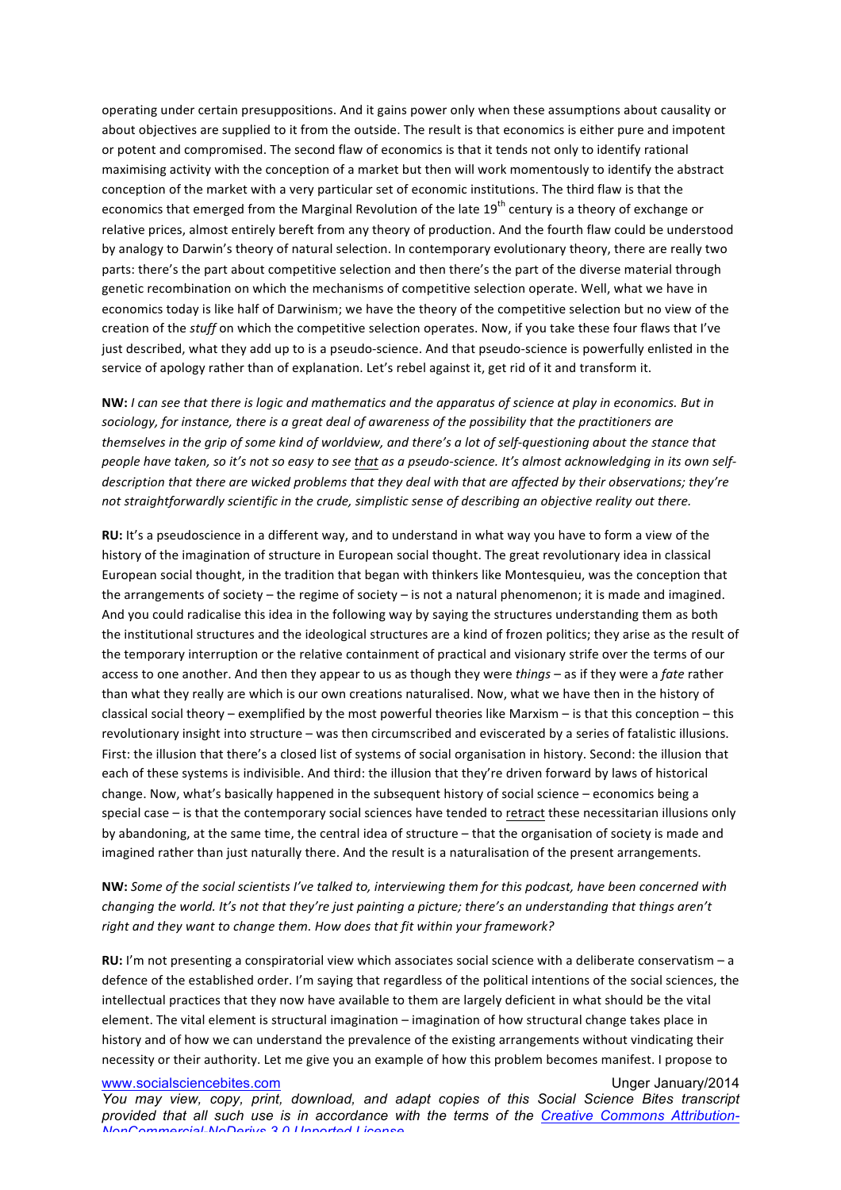operating under certain presuppositions. And it gains power only when these assumptions about causality or about objectives are supplied to it from the outside. The result is that economics is either pure and impotent or potent and compromised. The second flaw of economics is that it tends not only to identify rational maximising activity with the conception of a market but then will work momentously to identify the abstract conception of the market with a very particular set of economic institutions. The third flaw is that the economics that emerged from the Marginal Revolution of the late 19th century is a theory of exchange or relative prices, almost entirely bereft from any theory of production. And the fourth flaw could be understood by analogy to Darwin's theory of natural selection. In contemporary evolutionary theory, there are really two parts: there's the part about competitive selection and then there's the part of the diverse material through genetic recombination on which the mechanisms of competitive selection operate. Well, what we have in economics today is like half of Darwinism; we have the theory of the competitive selection but no view of the creation of the *stuff* on which the competitive selection operates. Now, if you take these four flaws that I've just described, what they add up to is a pseudo-science. And that pseudo-science is powerfully enlisted in the service of apology rather than of explanation. Let's rebel against it, get rid of it and transform it.

**NW:** *I can see that there is logic and mathematics and the apparatus of science at play in economics. But in sociology, for instance, there is a great deal of awareness of the possibility that the practitioners are themselves in the grip of some kind of worldview, and there's a lot of self-questioning about the stance that people have taken, so it's not so easy to see that as a pseudo-science. It's almost acknowledging in its own self-description that there are wicked problems that they deal with that are affected by their observations; they're not straightforwardly scientific in the crude, simplistic sense of describing an objective reality out there.*

**RU:** It's a pseudoscience in a different way, and to understand in what way you have to form a view of the history of the imagination of structure in European social thought. The great revolutionary idea in classical European social thought, in the tradition that began with thinkers like Montesquieu, was the conception that the arrangements of society – the regime of society – is not a natural phenomenon; it is made and imagined. And you could radicalise this idea in the following way by saying the structures understanding them as both the institutional structures and the ideological structures are a kind of frozen politics; they arise as the result of the temporary interruption or the relative containment of practical and visionary strife over the terms of our access to one another. And then they appear to us as though they were *things* – as if they were a *fate* rather than what they really are which is our own creations naturalised. Now, what we have then in the history of classical social theory – exemplified by the most powerful theories like Marxism – is that this conception – this revolutionary insight into structure – was then circumscribed and eviscerated by a series of fatalistic illusions. First: the illusion that there's a closed list of systems of social organisation in history. Second: the illusion that each of these systems is indivisible. And third: the illusion that they're driven forward by laws of historical change. Now, what's basically happened in the subsequent history of social science – economics being a special case – is that the contemporary social sciences have tended to retract these necessitarian illusions only by abandoning, at the same time, the central idea of structure – that the organisation of society is made and imagined rather than just naturally there. And the result is a naturalisation of the present arrangements.

**NW:** *Some of the social scientists I've talked to, interviewing them for this podcast, have been concerned with changing the world. It's not that they're just painting a picture; there's an understanding that things aren't right and they want to change them. How does that fit within your framework?*

**RU:** I'm not presenting a conspiratorial view which associates social science with a deliberate conservatism – a defence of the established order. I'm saying that regardless of the political intentions of the social sciences, the intellectual practices that they now have available to them are largely deficient in what should be the vital element. The vital element is structural imagination – imagination of how structural change takes place in history and of how we can understand the prevalence of the existing arrangements without vindicating their necessity or their authority. Let me give you an example of how this problem becomes manifest. I propose to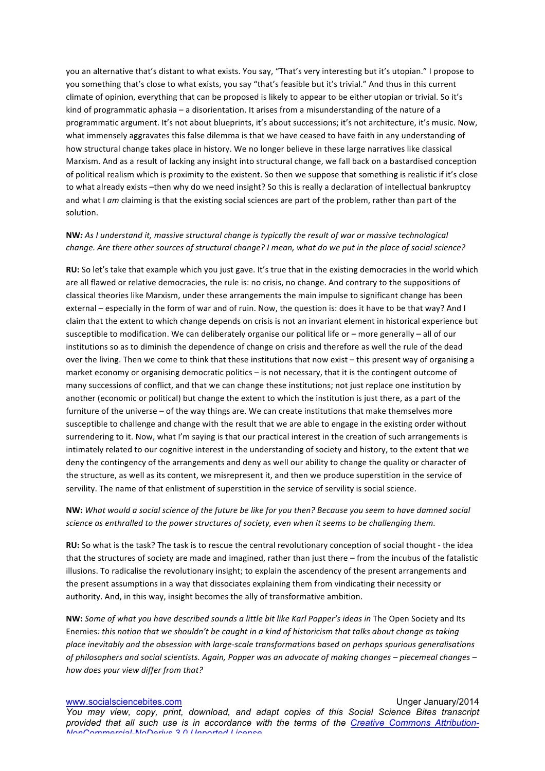you an alternative that's distant to what exists. You say, "That's very interesting but it's utopian." I propose to you something that's close to what exists, you say "that's feasible but it's trivial." And thus in this current climate of opinion, everything that can be proposed is likely to appear to be either utopian or trivial. So it's kind of programmatic aphasia – a disorientation. It arises from a misunderstanding of the nature of a programmatic argument. It's not about blueprints, it's about successions; it's not architecture, it's music. Now, what immensely aggravates this false dilemma is that we have ceased to have faith in any understanding of how structural change takes place in history. We no longer believe in these large narratives like classical Marxism. And as a result of lacking any insight into structural change, we fall back on a bastardised conception of political realism which is proximity to the existent. So then we suppose that something is realistic if it's close to what already exists –then why do we need insight? So this is really a declaration of intellectual bankruptcy and what I *am* claiming is that the existing social sciences are part of the problem, rather than part of the solution.

**NW***: As I understand it, massive structural change is typically the result of war or massive technological change. Are there other sources of structural change? I mean, what do we put in the place of social science?*

**RU:** So let's take that example which you just gave. It's true that in the existing democracies in the world which are all flawed or relative democracies, the rule is: no crisis, no change. And contrary to the suppositions of classical theories like Marxism, under these arrangements the main impulse to significant change has been external – especially in the form of war and of ruin. Now, the question is: does it have to be that way? And I claim that the extent to which change depends on crisis is not an invariant element in historical experience but susceptible to modification. We can deliberately organise our political life or – more generally – all of our institutions so as to diminish the dependence of change on crisis and therefore as well the rule of the dead over the living. Then we come to think that these institutions that now exist – this present way of organising a market economy or organising democratic politics – is not necessary, that it is the contingent outcome of many successions of conflict, and that we can change these institutions; not just replace one institution by another (economic or political) but change the extent to which the institution is just there, as a part of the furniture of the universe – of the way things are. We can create institutions that make themselves more susceptible to challenge and change with the result that we are able to engage in the existing order without surrendering to it. Now, what I'm saying is that our practical interest in the creation of such arrangements is intimately related to our cognitive interest in the understanding of society and history, to the extent that we deny the contingency of the arrangements and deny as well our ability to change the quality or character of the structure, as well as its content, we misrepresent it, and then we produce superstition in the service of servility. The name of that enlistment of superstition in the service of servility is social science.

**NW:** *What would a social science of the future be like for you then? Because you seem to have damned social science as enthralled to the power structures of society, even when it seems to be challenging them.*

**RU:** So what is the task? The task is to rescue the central revolutionary conception of social thought - the idea that the structures of society are made and imagined, rather than just there – from the incubus of the fatalistic illusions. To radicalise the revolutionary insight; to explain the ascendency of the present arrangements and the present assumptions in a way that dissociates explaining them from vindicating their necessity or authority. And, in this way, insight becomes the ally of transformative ambition.

**NW:** *Some of what you have described sounds a little bit like Karl Popper's ideas in* The Open Society and Its Enemies*: this notion that we shouldn't be caught in a kind of historicism that talks about change as taking place inevitably and the obsession with large-scale transformations based on perhaps spurious generalisations of philosophers and social scientists. Again, Popper was an advocate of making changes – piecemeal changes – how does your view differ from that?*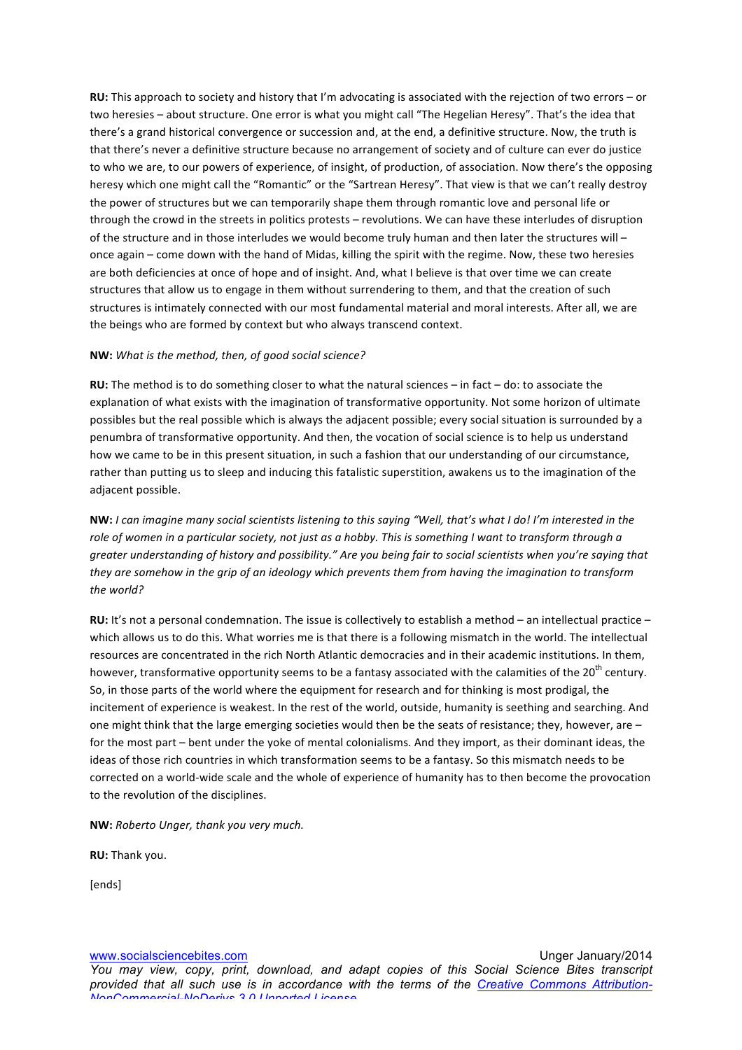**RU:** This approach to society and history that I'm advocating is associated with the rejection of two errors – or two heresies – about structure. One error is what you might call "The Hegelian Heresy". That's the idea that there's a grand historical convergence or succession and, at the end, a definitive structure. Now, the truth is that there's never a definitive structure because no arrangement of society and of culture can ever do justice to who we are, to our powers of experience, of insight, of production, of association. Now there's the opposing heresy which one might call the "Romantic" or the "Sartrean Heresy". That view is that we can't really destroy the power of structures but we can temporarily shape them through romantic love and personal life or through the crowd in the streets in politics protests – revolutions. We can have these interludes of disruption of the structure and in those interludes we would become truly human and then later the structures will – once again – come down with the hand of Midas, killing the spirit with the regime. Now, these two heresies are both deficiencies at once of hope and of insight. And, what I believe is that over time we can create structures that allow us to engage in them without surrendering to them, and that the creation of such structures is intimately connected with our most fundamental material and moral interests. After all, we are the beings who are formed by context but who always transcend context.

**NW:** *What is the method, then, of good social science?*

**RU:** The method is to do something closer to what the natural sciences – in fact – do: to associate the explanation of what exists with the imagination of transformative opportunity. Not some horizon of ultimate possibles but the real possible which is always the adjacent possible; every social situation is surrounded by a penumbra of transformative opportunity. And then, the vocation of social science is to help us understand how we came to be in this present situation, in such a fashion that our understanding of our circumstance, rather than putting us to sleep and inducing this fatalistic superstition, awakens us to the imagination of the adjacent possible.

**NW:** *I can imagine many social scientists listening to this saying "Well, that's what I do! I'm interested in the role of women in a particular society, not just as a hobby. This is something I want to transform through a greater understanding of history and possibility." Are you being fair to social scientists when you're saying that they are somehow in the grip of an ideology which prevents them from having the imagination to transform the world?*

**RU:** It's not a personal condemnation. The issue is collectively to establish a method – an intellectual practice – which allows us to do this. What worries me is that there is a following mismatch in the world. The intellectual resources are concentrated in the rich North Atlantic democracies and in their academic institutions. In them, however, transformative opportunity seems to be a fantasy associated with the calamities of the 20th century. So, in those parts of the world where the equipment for research and for thinking is most prodigal, the incitement of experience is weakest. In the rest of the world, outside, humanity is seething and searching. And one might think that the large emerging societies would then be the seats of resistance; they, however, are – for the most part – bent under the yoke of mental colonialisms. And they import, as their dominant ideas, the ideas of those rich countries in which transformation seems to be a fantasy. So this mismatch needs to be corrected on a world-wide scale and the whole of experience of humanity has to then become the provocation to the revolution of the disciplines.

**NW:** *Roberto Unger, thank you very much.*

**RU:** Thank you.

[ends]

*You may view, copy, print, download, and adapt copies of this Social Science Bites transcript provided that all such use is in accordance with the terms of the Creative Commons Attribution-NonCommercial-NoDerivs 3.0 Unported License.*